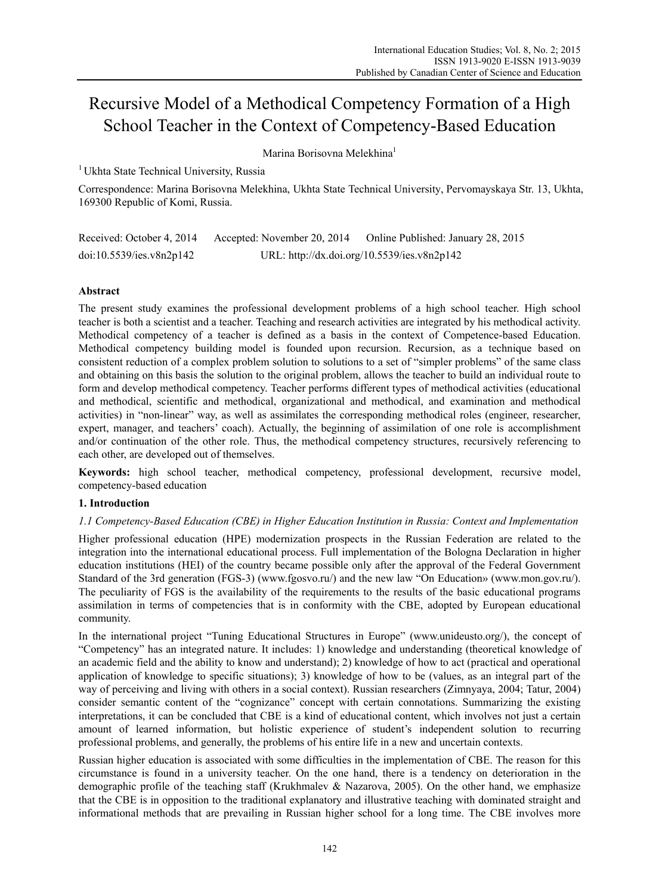# Recursive Model of a Methodical Competency Formation of a High School Teacher in the Context of Competency-Based Education

Marina Borisovna Melekhina[1]

[1] Ukhta State Technical University, Russia

Correspondence: Marina Borisovna Melekhina, Ukhta State Technical University, Pervomayskaya Str. 13, Ukhta, 169300 Republic of Komi, Russia.

Received: October 4, 2014 Accepted: November 20, 2014 Online Published: January 28, 2015

doi:10.5539/ies.v8n2p142 URL: http://dx.doi.org/10.5539/ies.v8n2p142

## Abstract

The present study examines the professional development problems of a high school teacher. High school teacher is both a scientist and a teacher. Teaching and research activities are integrated by his methodical activity. Methodical competency of a teacher is defined as a basis in the context of Competence-based Education. Methodical competency building model is founded upon recursion. Recursion, as a technique based on consistent reduction of a complex problem solution to solutions to a set of "simpler problems" of the same class and obtaining on this basis the solution to the original problem, allows the teacher to build an individual route to form and develop methodical competency. Teacher performs different types of methodical activities (educational and methodical, scientific and methodical, organizational and methodical, and examination and methodical activities) in "non-linear" way, as well as assimilates the corresponding methodical roles (engineer, researcher, expert, manager, and teachers' coach). Actually, the beginning of assimilation of one role is accomplishment and/or continuation of the other role. Thus, the methodical competency structures, recursively referencing to each other, are developed out of themselves.

**Keywords:** high school teacher, methodical competency, professional development, recursive model, competency-based education

## 1. Introduction

### *1.1 Competency-Based Education (CBE) in Higher Education Institution in Russia: Context and Implementation*

Higher professional education (HPE) modernization prospects in the Russian Federation are related to the integration into the international educational process. Full implementation of the Bologna Declaration in higher education institutions (HEI) of the country became possible only after the approval of the Federal Government Standard of the 3rd generation (FGS-3) (www.fgosvo.ru/) and the new law "On Education» (www.mon.gov.ru/). The peculiarity of FGS is the availability of the requirements to the results of the basic educational programs assimilation in terms of competencies that is in conformity with the CBE, adopted by European educational community.

In the international project "Tuning Educational Structures in Europe" (www.unideusto.org/), the concept of "Competency" has an integrated nature. It includes: 1) knowledge and understanding (theoretical knowledge of an academic field and the ability to know and understand); 2) knowledge of how to act (practical and operational application of knowledge to specific situations); 3) knowledge of how to be (values, as an integral part of the way of perceiving and living with others in a social context). Russian researchers (Zimnyaya, 2004; Tatur, 2004) consider semantic content of the "cognizance" concept with certain connotations. Summarizing the existing interpretations, it can be concluded that CBE is a kind of educational content, which involves not just a certain amount of learned information, but holistic experience of student's independent solution to recurring professional problems, and generally, the problems of his entire life in a new and uncertain contexts.

Russian higher education is associated with some difficulties in the implementation of CBE. The reason for this circumstance is found in a university teacher. On the one hand, there is a tendency on deterioration in the demographic profile of the teaching staff (Krukhmalev & Nazarova, 2005). On the other hand, we emphasize that the CBE is in opposition to the traditional explanatory and illustrative teaching with dominated straight and informational methods that are prevailing in Russian higher school for a long time. The CBE involves more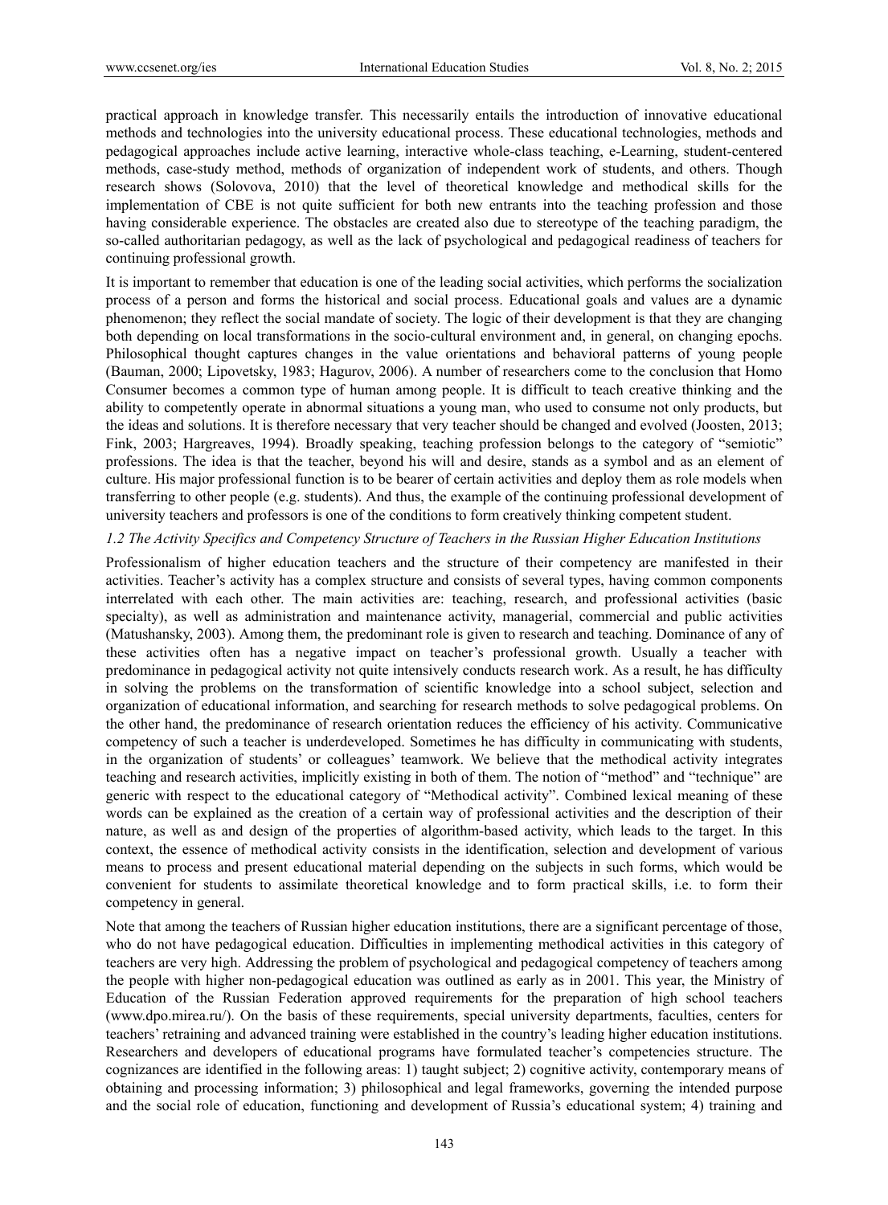practical approach in knowledge transfer. This necessarily entails the introduction of innovative educational methods and technologies into the university educational process. These educational technologies, methods and pedagogical approaches include active learning, interactive whole-class teaching, e-Learning, student-centered methods, case-study method, methods of organization of independent work of students, and others. Though research shows (Solovova, 2010) that the level of theoretical knowledge and methodical skills for the implementation of CBE is not quite sufficient for both new entrants into the teaching profession and those having considerable experience. The obstacles are created also due to stereotype of the teaching paradigm, the so-called authoritarian pedagogy, as well as the lack of psychological and pedagogical readiness of teachers for continuing professional growth.

It is important to remember that education is one of the leading social activities, which performs the socialization process of a person and forms the historical and social process. Educational goals and values are a dynamic phenomenon; they reflect the social mandate of society. The logic of their development is that they are changing both depending on local transformations in the socio-cultural environment and, in general, on changing epochs. Philosophical thought captures changes in the value orientations and behavioral patterns of young people (Bauman, 2000; Lipovetsky, 1983; Hagurov, 2006). A number of researchers come to the conclusion that Homo Consumer becomes a common type of human among people. It is difficult to teach creative thinking and the ability to competently operate in abnormal situations a young man, who used to consume not only products, but the ideas and solutions. It is therefore necessary that very teacher should be changed and evolved (Joosten, 2013; Fink, 2003; Hargreaves, 1994). Broadly speaking, teaching profession belongs to the category of "semiotic" professions. The idea is that the teacher, beyond his will and desire, stands as a symbol and as an element of culture. His major professional function is to be bearer of certain activities and deploy them as role models when transferring to other people (e.g. students). And thus, the example of the continuing professional development of university teachers and professors is one of the conditions to form creatively thinking competent student.

### *1.2 The Activity Specifics and Competency Structure of Teachers in the Russian Higher Education Institutions*

Professionalism of higher education teachers and the structure of their competency are manifested in their activities. Teacher's activity has a complex structure and consists of several types, having common components interrelated with each other. The main activities are: teaching, research, and professional activities (basic specialty), as well as administration and maintenance activity, managerial, commercial and public activities (Matushansky, 2003). Among them, the predominant role is given to research and teaching. Dominance of any of these activities often has a negative impact on teacher's professional growth. Usually a teacher with predominance in pedagogical activity not quite intensively conducts research work. As a result, he has difficulty in solving the problems on the transformation of scientific knowledge into a school subject, selection and organization of educational information, and searching for research methods to solve pedagogical problems. On the other hand, the predominance of research orientation reduces the efficiency of his activity. Communicative competency of such a teacher is underdeveloped. Sometimes he has difficulty in communicating with students, in the organization of students' or colleagues' teamwork. We believe that the methodical activity integrates teaching and research activities, implicitly existing in both of them. The notion of "method" and "technique" are generic with respect to the educational category of "Methodical activity". Combined lexical meaning of these words can be explained as the creation of a certain way of professional activities and the description of their nature, as well as and design of the properties of algorithm-based activity, which leads to the target. In this context, the essence of methodical activity consists in the identification, selection and development of various means to process and present educational material depending on the subjects in such forms, which would be convenient for students to assimilate theoretical knowledge and to form practical skills, i.e. to form their competency in general.

Note that among the teachers of Russian higher education institutions, there are a significant percentage of those, who do not have pedagogical education. Difficulties in implementing methodical activities in this category of teachers are very high. Addressing the problem of psychological and pedagogical competency of teachers among the people with higher non-pedagogical education was outlined as early as in 2001. This year, the Ministry of Education of the Russian Federation approved requirements for the preparation of high school teachers (www.dpo.mirea.ru/). On the basis of these requirements, special university departments, faculties, centers for teachers' retraining and advanced training were established in the country's leading higher education institutions. Researchers and developers of educational programs have formulated teacher's competencies structure. The cognizances are identified in the following areas: 1) taught subject; 2) cognitive activity, contemporary means of obtaining and processing information; 3) philosophical and legal frameworks, governing the intended purpose and the social role of education, functioning and development of Russia's educational system; 4) training and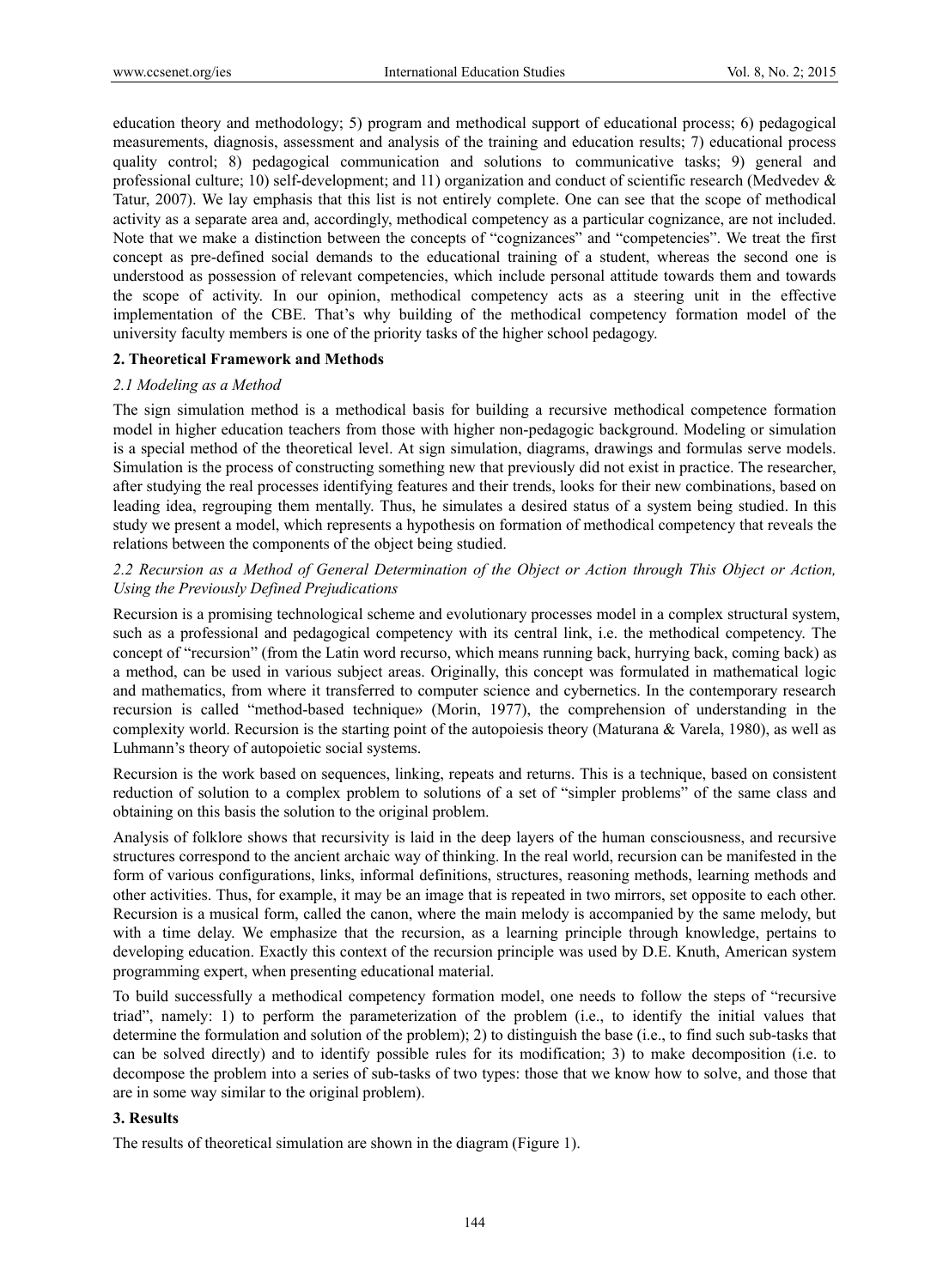education theory and methodology; 5) program and methodical support of educational process; 6) pedagogical measurements, diagnosis, assessment and analysis of the training and education results; 7) educational process quality control; 8) pedagogical communication and solutions to communicative tasks; 9) general and professional culture; 10) self-development; and 11) organization and conduct of scientific research (Medvedev & Tatur, 2007). We lay emphasis that this list is not entirely complete. One can see that the scope of methodical activity as a separate area and, accordingly, methodical competency as a particular cognizance, are not included. Note that we make a distinction between the concepts of "cognizances" and "competencies". We treat the first concept as pre-defined social demands to the educational training of a student, whereas the second one is understood as possession of relevant competencies, which include personal attitude towards them and towards the scope of activity. In our opinion, methodical competency acts as a steering unit in the effective implementation of the CBE. That's why building of the methodical competency formation model of the university faculty members is one of the priority tasks of the higher school pedagogy.

## 2. Theoretical Framework and Methods

### *2.1 Modeling as a Method*

The sign simulation method is a methodical basis for building a recursive methodical competence formation model in higher education teachers from those with higher non-pedagogic background. Modeling or simulation is a special method of the theoretical level. At sign simulation, diagrams, drawings and formulas serve models. Simulation is the process of constructing something new that previously did not exist in practice. The researcher, after studying the real processes identifying features and their trends, looks for their new combinations, based on leading idea, regrouping them mentally. Thus, he simulates a desired status of a system being studied. In this study we present a model, which represents a hypothesis on formation of methodical competency that reveals the relations between the components of the object being studied.

### *2.2 Recursion as a Method of General Determination of the Object or Action through This Object or Action, Using the Previously Defined Prejudications*

Recursion is a promising technological scheme and evolutionary processes model in a complex structural system, such as a professional and pedagogical competency with its central link, i.e. the methodical competency. The concept of "recursion" (from the Latin word recurso, which means running back, hurrying back, coming back) as a method, can be used in various subject areas. Originally, this concept was formulated in mathematical logic and mathematics, from where it transferred to computer science and cybernetics. In the contemporary research recursion is called "method-based technique» (Morin, 1977), the comprehension of understanding in the complexity world. Recursion is the starting point of the autopoiesis theory (Maturana & Varela, 1980), as well as Luhmann's theory of autopoietic social systems.

Recursion is the work based on sequences, linking, repeats and returns. This is a technique, based on consistent reduction of solution to a complex problem to solutions of a set of "simpler problems" of the same class and obtaining on this basis the solution to the original problem.

Analysis of folklore shows that recursivity is laid in the deep layers of the human consciousness, and recursive structures correspond to the ancient archaic way of thinking. In the real world, recursion can be manifested in the form of various configurations, links, informal definitions, structures, reasoning methods, learning methods and other activities. Thus, for example, it may be an image that is repeated in two mirrors, set opposite to each other. Recursion is a musical form, called the canon, where the main melody is accompanied by the same melody, but with a time delay. We emphasize that the recursion, as a learning principle through knowledge, pertains to developing education. Exactly this context of the recursion principle was used by D.E. Knuth, American system programming expert, when presenting educational material.

To build successfully a methodical competency formation model, one needs to follow the steps of "recursive triad", namely: 1) to perform the parameterization of the problem (i.e., to identify the initial values that determine the formulation and solution of the problem); 2) to distinguish the base (i.e., to find such sub-tasks that can be solved directly) and to identify possible rules for its modification; 3) to make decomposition (i.e. to decompose the problem into a series of sub-tasks of two types: those that we know how to solve, and those that are in some way similar to the original problem).

## 3. Results

The results of theoretical simulation are shown in the diagram (Figure 1).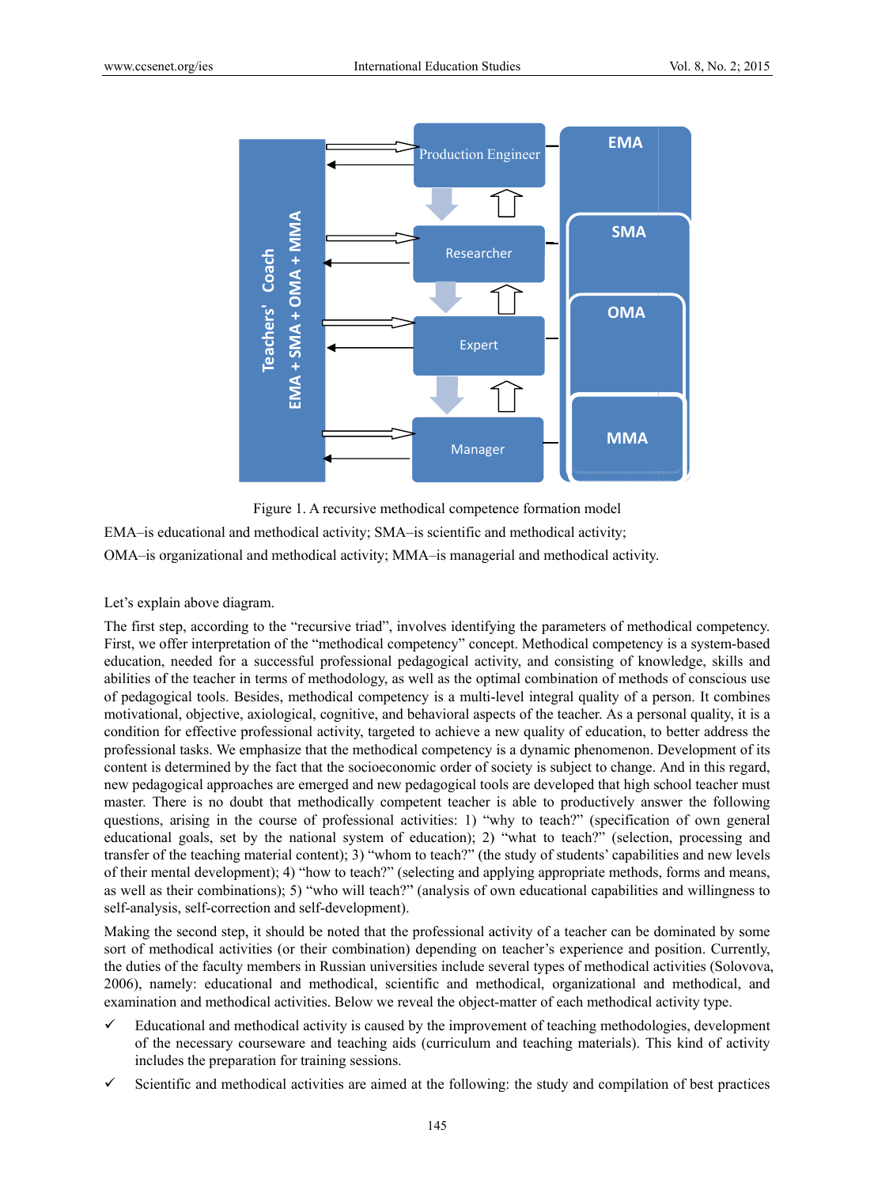Figure 1. A recursive methodical competence formation model

EMA–is educational and methodical activity; SMA–is scientific and methodical activity;

OMA–is organizational and methodical activity; MMA–is managerial and methodical activity.

Let's explain above diagram.

The first step, according to the "recursive triad", involves identifying the parameters of methodical competency. First, we offer interpretation of the "methodical competency" concept. Methodical competency is a system-based education, needed for a successful professional pedagogical activity, and consisting of knowledge, skills and abilities of the teacher in terms of methodology, as well as the optimal combination of methods of conscious use of pedagogical tools. Besides, methodical competency is a multi-level integral quality of a person. It combines motivational, objective, axiological, cognitive, and behavioral aspects of the teacher. As a personal quality, it is a condition for effective professional activity, targeted to achieve a new quality of education, to better address the professional tasks. We emphasize that the methodical competency is a dynamic phenomenon. Development of its content is determined by the fact that the socioeconomic order of society is subject to change. And in this regard, new pedagogical approaches are emerged and new pedagogical tools are developed that high school teacher must master. There is no doubt that methodically competent teacher is able to productively answer the following questions, arising in the course of professional activities: 1) "why to teach?" (specification of own general educational goals, set by the national system of education); 2) "what to teach?" (selection, processing and transfer of the teaching material content); 3) "whom to teach?" (the study of students' capabilities and new levels of their mental development); 4) "how to teach?" (selecting and applying appropriate methods, forms and means, as well as their combinations); 5) "who will teach?" (analysis of own educational capabilities and willingness to self-analysis, self-correction and self-development).

Making the second step, it should be noted that the professional activity of a teacher can be dominated by some sort of methodical activities (or their combination) depending on teacher's experience and position. Currently, the duties of the faculty members in Russian universities include several types of methodical activities (Solovova, 2006), namely: educational and methodical, scientific and methodical, organizational and methodical, and examination and methodical activities. Below we reveal the object-matter of each methodical activity type.

- ✓ Educational and methodical activity is caused by the improvement of teaching methodologies, development of the necessary courseware and teaching aids (curriculum and teaching materials). This kind of activity includes the preparation for training sessions.
- ✓ Scientific and methodical activities are aimed at the following: the study and compilation of best practices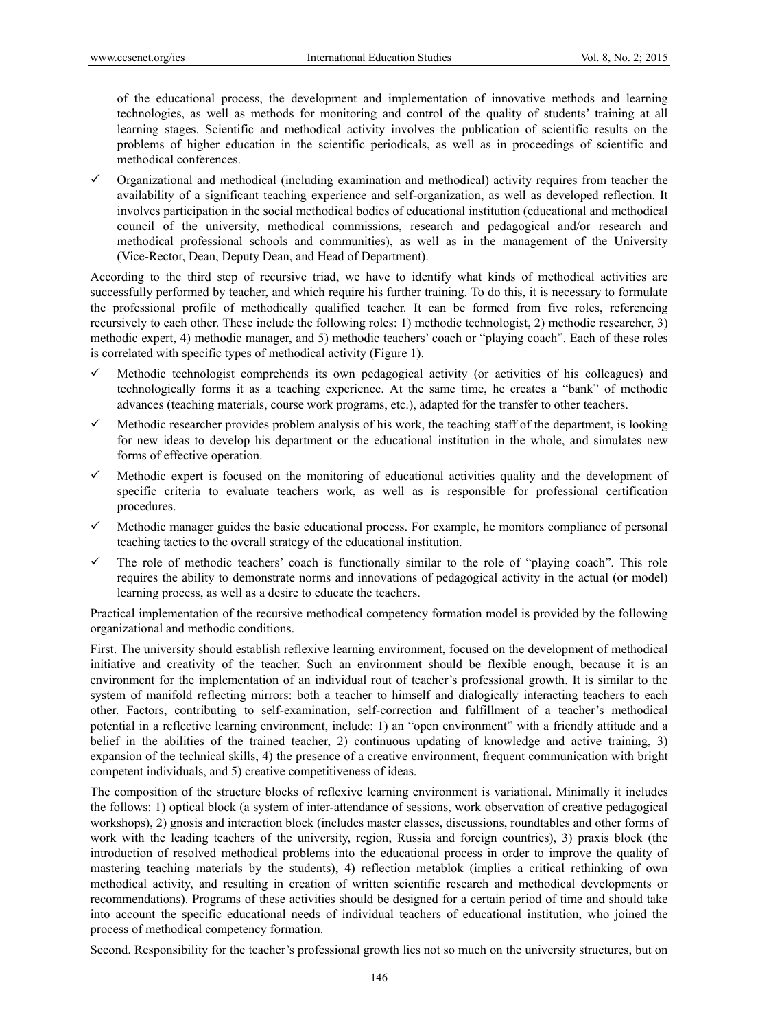of the educational process, the development and implementation of innovative methods and learning technologies, as well as methods for monitoring and control of the quality of students' training at all learning stages. Scientific and methodical activity involves the publication of scientific results on the problems of higher education in the scientific periodicals, as well as in proceedings of scientific and methodical conferences.

- ✓ Organizational and methodical (including examination and methodical) activity requires from teacher the availability of a significant teaching experience and self-organization, as well as developed reflection. It involves participation in the social methodical bodies of educational institution (educational and methodical council of the university, methodical commissions, research and pedagogical and/or research and methodical professional schools and communities), as well as in the management of the University (Vice-Rector, Dean, Deputy Dean, and Head of Department).

According to the third step of recursive triad, we have to identify what kinds of methodical activities are successfully performed by teacher, and which require his further training. To do this, it is necessary to formulate the professional profile of methodically qualified teacher. It can be formed from five roles, referencing recursively to each other. These include the following roles: 1) methodic technologist, 2) methodic researcher, 3) methodic expert, 4) methodic manager, and 5) methodic teachers' coach or "playing coach". Each of these roles is correlated with specific types of methodical activity (Figure 1).

- ✓ Methodic technologist comprehends its own pedagogical activity (or activities of his colleagues) and technologically forms it as a teaching experience. At the same time, he creates a "bank" of methodic advances (teaching materials, course work programs, etc.), adapted for the transfer to other teachers.
- ✓ Methodic researcher provides problem analysis of his work, the teaching staff of the department, is looking for new ideas to develop his department or the educational institution in the whole, and simulates new forms of effective operation.
- ✓ Methodic expert is focused on the monitoring of educational activities quality and the development of specific criteria to evaluate teachers work, as well as is responsible for professional certification procedures.
- ✓ Methodic manager guides the basic educational process. For example, he monitors compliance of personal teaching tactics to the overall strategy of the educational institution.
- ✓ The role of methodic teachers' coach is functionally similar to the role of "playing coach". This role requires the ability to demonstrate norms and innovations of pedagogical activity in the actual (or model) learning process, as well as a desire to educate the teachers.

Practical implementation of the recursive methodical competency formation model is provided by the following organizational and methodic conditions.

First. The university should establish reflexive learning environment, focused on the development of methodical initiative and creativity of the teacher. Such an environment should be flexible enough, because it is an environment for the implementation of an individual rout of teacher's professional growth. It is similar to the system of manifold reflecting mirrors: both a teacher to himself and dialogically interacting teachers to each other. Factors, contributing to self-examination, self-correction and fulfillment of a teacher's methodical potential in a reflective learning environment, include: 1) an "open environment" with a friendly attitude and a belief in the abilities of the trained teacher, 2) continuous updating of knowledge and active training, 3) expansion of the technical skills, 4) the presence of a creative environment, frequent communication with bright competent individuals, and 5) creative competitiveness of ideas.

The composition of the structure blocks of reflexive learning environment is variational. Minimally it includes the follows: 1) optical block (a system of inter-attendance of sessions, work observation of creative pedagogical workshops), 2) gnosis and interaction block (includes master classes, discussions, roundtables and other forms of work with the leading teachers of the university, region, Russia and foreign countries), 3) praxis block (the introduction of resolved methodical problems into the educational process in order to improve the quality of mastering teaching materials by the students), 4) reflection metablok (implies a critical rethinking of own methodical activity, and resulting in creation of written scientific research and methodical developments or recommendations). Programs of these activities should be designed for a certain period of time and should take into account the specific educational needs of individual teachers of educational institution, who joined the process of methodical competency formation.

Second. Responsibility for the teacher's professional growth lies not so much on the university structures, but on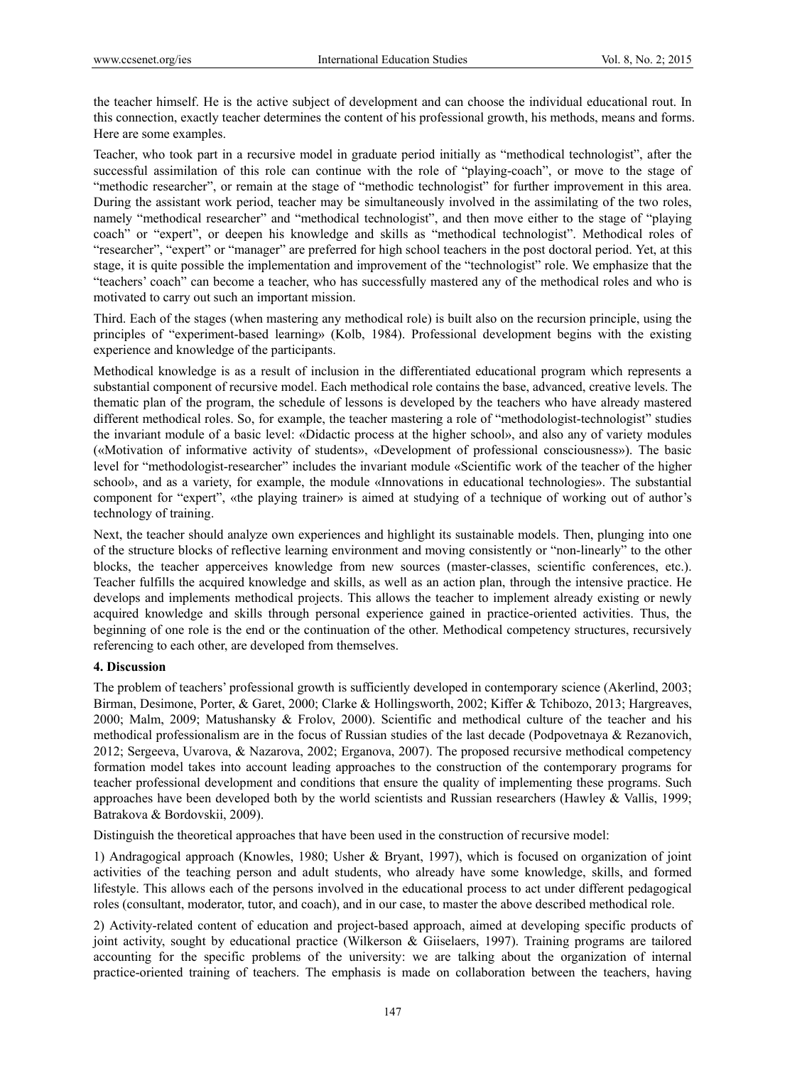the teacher himself. He is the active subject of development and can choose the individual educational rout. In this connection, exactly teacher determines the content of his professional growth, his methods, means and forms. Here are some examples.

Teacher, who took part in a recursive model in graduate period initially as "methodical technologist", after the successful assimilation of this role can continue with the role of "playing-coach", or move to the stage of "methodic researcher", or remain at the stage of "methodic technologist" for further improvement in this area. During the assistant work period, teacher may be simultaneously involved in the assimilating of the two roles, namely "methodical researcher" and "methodical technologist", and then move either to the stage of "playing coach" or "expert", or deepen his knowledge and skills as "methodical technologist". Methodical roles of "researcher", "expert" or "manager" are preferred for high school teachers in the post doctoral period. Yet, at this stage, it is quite possible the implementation and improvement of the "technologist" role. We emphasize that the "teachers' coach" can become a teacher, who has successfully mastered any of the methodical roles and who is motivated to carry out such an important mission.

Third. Each of the stages (when mastering any methodical role) is built also on the recursion principle, using the principles of "experiment-based learning» (Kolb, 1984). Professional development begins with the existing experience and knowledge of the participants.

Methodical knowledge is as a result of inclusion in the differentiated educational program which represents a substantial component of recursive model. Each methodical role contains the base, advanced, creative levels. The thematic plan of the program, the schedule of lessons is developed by the teachers who have already mastered different methodical roles. So, for example, the teacher mastering a role of "methodologist-technologist" studies the invariant module of a basic level: «Didactic process at the higher school», and also any of variety modules («Motivation of informative activity of students», «Development of professional consciousness»). The basic level for "methodologist-researcher" includes the invariant module «Scientific work of the teacher of the higher school», and as a variety, for example, the module «Innovations in educational technologies». The substantial component for "expert", «the playing trainer» is aimed at studying of a technique of working out of author's technology of training.

Next, the teacher should analyze own experiences and highlight its sustainable models. Then, plunging into one of the structure blocks of reflective learning environment and moving consistently or "non-linearly" to the other blocks, the teacher apperceives knowledge from new sources (master-classes, scientific conferences, etc.). Teacher fulfills the acquired knowledge and skills, as well as an action plan, through the intensive practice. He develops and implements methodical projects. This allows the teacher to implement already existing or newly acquired knowledge and skills through personal experience gained in practice-oriented activities. Thus, the beginning of one role is the end or the continuation of the other. Methodical competency structures, recursively referencing to each other, are developed from themselves.

## 4. Discussion

The problem of teachers' professional growth is sufficiently developed in contemporary science (Akerlind, 2003; Birman, Desimone, Porter, & Garet, 2000; Clarke & Hollingsworth, 2002; Kiffer & Tchibozo, 2013; Hargreaves, 2000; Malm, 2009; Matushansky & Frolov, 2000). Scientific and methodical culture of the teacher and his methodical professionalism are in the focus of Russian studies of the last decade (Podpovetnaya & Rezanovich, 2012; Sergeeva, Uvarova, & Nazarova, 2002; Erganova, 2007). The proposed recursive methodical competency formation model takes into account leading approaches to the construction of the contemporary programs for teacher professional development and conditions that ensure the quality of implementing these programs. Such approaches have been developed both by the world scientists and Russian researchers (Hawley & Vallis, 1999; Batrakova & Bordovskii, 2009).

Distinguish the theoretical approaches that have been used in the construction of recursive model:

1) Andragogical approach (Knowles, 1980; Usher & Bryant, 1997), which is focused on organization of joint activities of the teaching person and adult students, who already have some knowledge, skills, and formed lifestyle. This allows each of the persons involved in the educational process to act under different pedagogical roles (consultant, moderator, tutor, and coach), and in our case, to master the above described methodical role.

2) Activity-related content of education and project-based approach, aimed at developing specific products of joint activity, sought by educational practice (Wilkerson & Giiselaers, 1997). Training programs are tailored accounting for the specific problems of the university: we are talking about the organization of internal practice-oriented training of teachers. The emphasis is made on collaboration between the teachers, having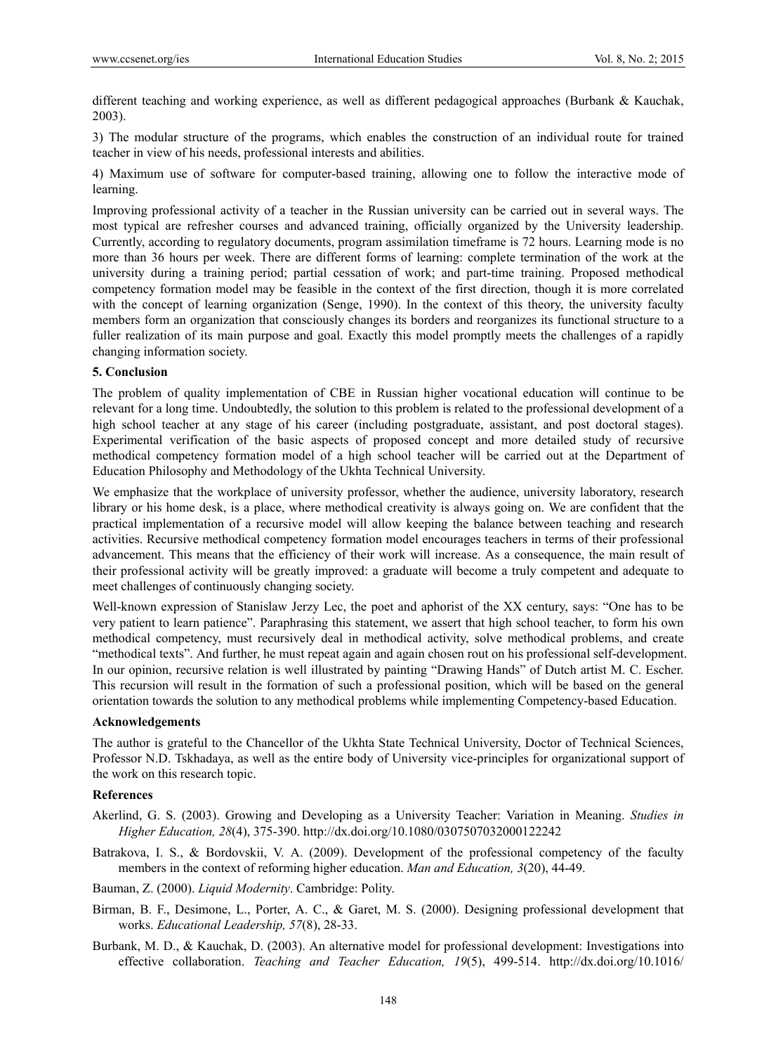different teaching and working experience, as well as different pedagogical approaches (Burbank & Kauchak, 2003).

3) The modular structure of the programs, which enables the construction of an individual route for trained teacher in view of his needs, professional interests and abilities.

4) Maximum use of software for computer-based training, allowing one to follow the interactive mode of learning.

Improving professional activity of a teacher in the Russian university can be carried out in several ways. The most typical are refresher courses and advanced training, officially organized by the University leadership. Currently, according to regulatory documents, program assimilation timeframe is 72 hours. Learning mode is no more than 36 hours per week. There are different forms of learning: complete termination of the work at the university during a training period; partial cessation of work; and part-time training. Proposed methodical competency formation model may be feasible in the context of the first direction, though it is more correlated with the concept of learning organization (Senge, 1990). In the context of this theory, the university faculty members form an organization that consciously changes its borders and reorganizes its functional structure to a fuller realization of its main purpose and goal. Exactly this model promptly meets the challenges of a rapidly changing information society.

## 5. Conclusion

The problem of quality implementation of CBE in Russian higher vocational education will continue to be relevant for a long time. Undoubtedly, the solution to this problem is related to the professional development of a high school teacher at any stage of his career (including postgraduate, assistant, and post doctoral stages). Experimental verification of the basic aspects of proposed concept and more detailed study of recursive methodical competency formation model of a high school teacher will be carried out at the Department of Education Philosophy and Methodology of the Ukhta Technical University.

We emphasize that the workplace of university professor, whether the audience, university laboratory, research library or his home desk, is a place, where methodical creativity is always going on. We are confident that the practical implementation of a recursive model will allow keeping the balance between teaching and research activities. Recursive methodical competency formation model encourages teachers in terms of their professional advancement. This means that the efficiency of their work will increase. As a consequence, the main result of their professional activity will be greatly improved: a graduate will become a truly competent and adequate to meet challenges of continuously changing society.

Well-known expression of Stanislaw Jerzy Lec, the poet and aphorist of the XX century, says: "One has to be very patient to learn patience". Paraphrasing this statement, we assert that high school teacher, to form his own methodical competency, must recursively deal in methodical activity, solve methodical problems, and create "methodical texts". And further, he must repeat again and again chosen rout on his professional self-development. In our opinion, recursive relation is well illustrated by painting "Drawing Hands" of Dutch artist M. C. Escher. This recursion will result in the formation of such a professional position, which will be based on the general orientation towards the solution to any methodical problems while implementing Competency-based Education.

## Acknowledgements

The author is grateful to the Chancellor of the Ukhta State Technical University, Doctor of Technical Sciences, Professor N.D. Tskhadaya, as well as the entire body of University vice-principles for organizational support of the work on this research topic.

## References

Akerlind, G. S. (2003). Growing and Developing as a University Teacher: Variation in Meaning. *Studies in Higher Education, 28*(4), 375-390. http://dx.doi.org/10.1080/0307507032000122242

Batrakova, I. S., & Bordovskii, V. A. (2009). Development of the professional competency of the faculty members in the context of reforming higher education. *Man and Education, 3*(20), 44-49.

Bauman, Z. (2000). *Liquid Modernity*. Cambridge: Polity.

Birman, B. F., Desimone, L., Porter, A. C., & Garet, M. S. (2000). Designing professional development that works. *Educational Leadership, 57*(8), 28-33.

Burbank, M. D., & Kauchak, D. (2003). An alternative model for professional development: Investigations into effective collaboration. *Teaching and Teacher Education, 19*(5), 499-514. http://dx.doi.org/10.1016/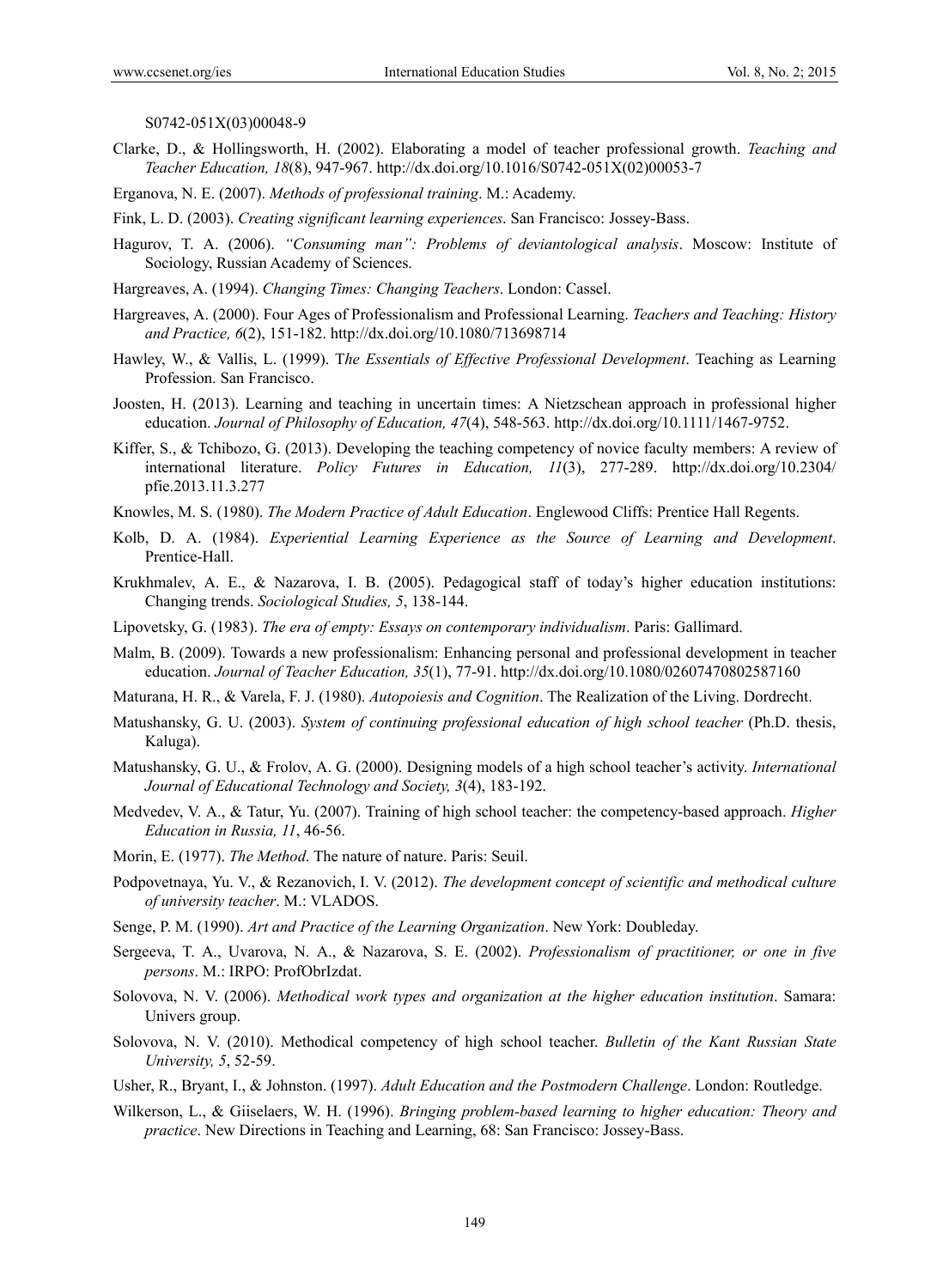S0742-051X(03)00048-9

Clarke, D., & Hollingsworth, H. (2002). Elaborating a model of teacher professional growth. *Teaching and Teacher Education, 18*(8), 947-967. http://dx.doi.org/10.1016/S0742-051X(02)00053-7

Erganova, N. E. (2007). *Methods of professional training*. M.: Academy.

Fink, L. D. (2003). *Creating significant learning experiences*. San Francisco: Jossey-Bass.

Hagurov, T. A. (2006). *"Consuming man": Problems of deviantological analysis*. Moscow: Institute of Sociology, Russian Academy of Sciences.

Hargreaves, A. (1994). *Changing Times: Changing Teachers*. London: Cassel.

Hargreaves, A. (2000). Four Ages of Professionalism and Professional Learning. *Teachers and Teaching: History and Practice, 6*(2), 151-182. http://dx.doi.org/10.1080/713698714

Hawley, W., & Vallis, L. (1999). T*he Essentials of Effective Professional Development*. Teaching as Learning Profession. San Francisco.

Joosten, H. (2013). Learning and teaching in uncertain times: A Nietzschean approach in professional higher education. *Journal of Philosophy of Education, 47*(4), 548-563. http://dx.doi.org/10.1111/1467-9752.

Kiffer, S., & Tchibozo, G. (2013). Developing the teaching competency of novice faculty members: A review of international literature. *Policy Futures in Education, 11*(3), 277-289. http://dx.doi.org/10.2304/pfie.2013.11.3.277

Knowles, M. S. (1980). *The Modern Practice of Adult Education*. Englewood Cliffs: Prentice Hall Regents.

Kolb, D. A. (1984). *Experiential Learning Experience as the Source of Learning and Development*. Prentice-Hall.

Krukhmalev, A. E., & Nazarova, I. B. (2005). Pedagogical staff of today's higher education institutions: Changing trends. *Sociological Studies, 5*, 138-144.

Lipovetsky, G. (1983). *The era of empty: Essays on contemporary individualism*. Paris: Gallimard.

Malm, B. (2009). Towards a new professionalism: Enhancing personal and professional development in teacher education. *Journal of Teacher Education, 35*(1), 77-91. http://dx.doi.org/10.1080/02607470802587160

Maturana, H. R., & Varela, F. J. (1980). *Autopoiesis and Cognition*. The Realization of the Living. Dordrecht.

Matushansky, G. U. (2003). *System of continuing professional education of high school teacher* (Ph.D. thesis, Kaluga).

Matushansky, G. U., & Frolov, A. G. (2000). Designing models of a high school teacher's activity. *International Journal of Educational Technology and Society, 3*(4), 183-192.

Medvedev, V. A., & Tatur, Yu. (2007). Training of high school teacher: the competency-based approach. *Higher Education in Russia, 11*, 46-56.

Morin, E. (1977). *The Method*. The nature of nature. Paris: Seuil.

Podpovetnaya, Yu. V., & Rezanovich, I. V. (2012). *The development concept of scientific and methodical culture of university teacher*. M.: VLADOS.

Senge, P. M. (1990). *Art and Practice of the Learning Organization*. New York: Doubleday.

Sergeeva, T. A., Uvarova, N. A., & Nazarova, S. E. (2002). *Professionalism of practitioner, or one in five persons*. M.: IRPO: ProfObrIzdat.

Solovova, N. V. (2006). *Methodical work types and organization at the higher education institution*. Samara: Univers group.

Solovova, N. V. (2010). Methodical competency of high school teacher. *Bulletin of the Kant Russian State University, 5*, 52-59.

Usher, R., Bryant, I., & Johnston. (1997). *Adult Education and the Postmodern Challenge*. London: Routledge.

Wilkerson, L., & Giiselaers, W. H. (1996). *Bringing problem-based learning to higher education: Theory and practice*. New Directions in Teaching and Learning, 68: San Francisco: Jossey-Bass.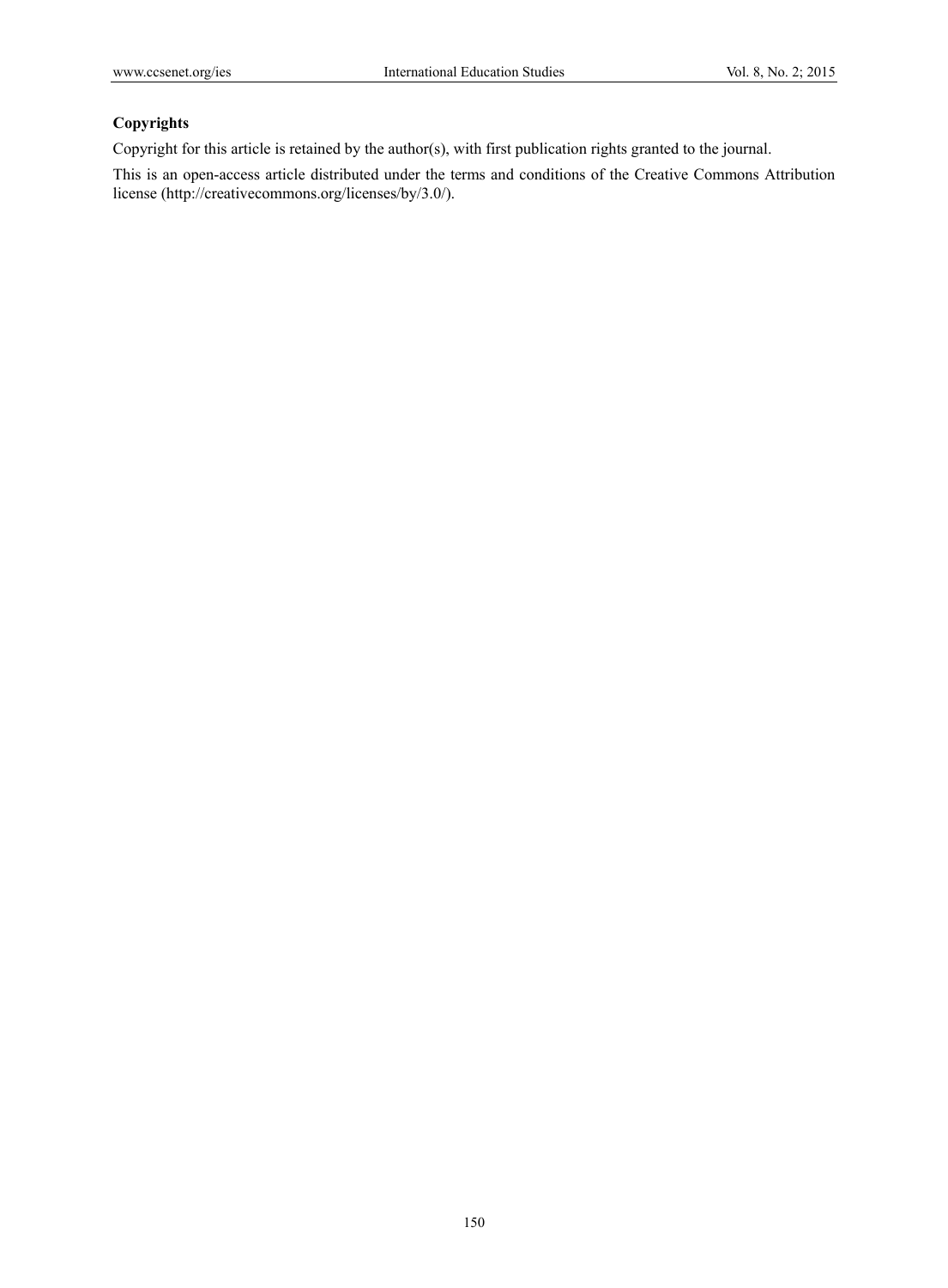**Copyrights**

Copyright for this article is retained by the author(s), with first publication rights granted to the journal.

This is an open-access article distributed under the terms and conditions of the Creative Commons Attribution license (http://creativecommons.org/licenses/by/3.0/).